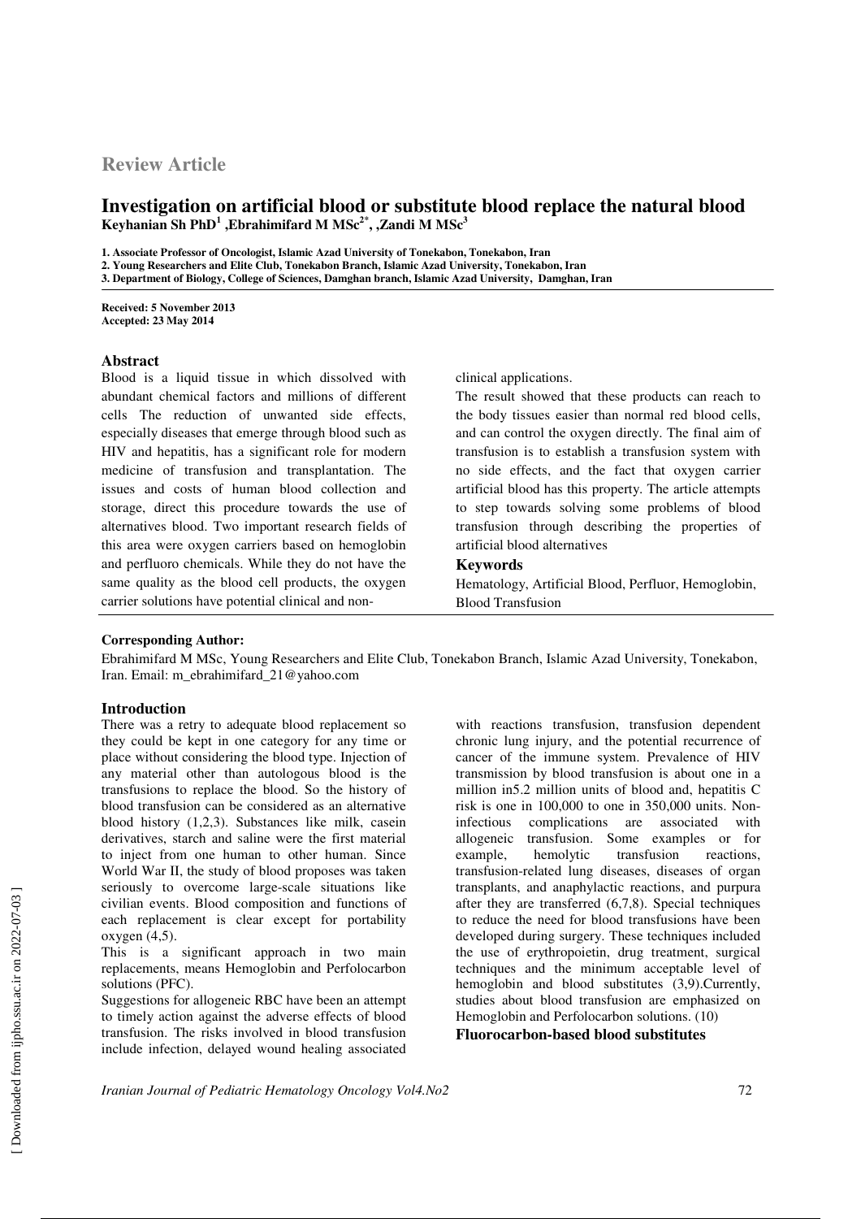**Review Article**

# Investigation on artificial blood or substitute blood replace the natural blood

**Keyhanian Sh PhD[1] ,Ebrahimifard M MSc[2*], ,Zandi M MSc[3]**

1. Associate Professor of Oncologist, Islamic Azad University of Tonekabon, Tonekabon, Iran
2. Young Researchers and Elite Club, Tonekabon Branch, Islamic Azad University, Tonekabon, Iran
3. Department of Biology, College of Sciences, Damghan branch, Islamic Azad University, Damghan, Iran

**Received: 5 November 2013**
**Accepted: 23 May 2014**

## Abstract

Blood is a liquid tissue in which dissolved with abundant chemical factors and millions of different cells The reduction of unwanted side effects, especially diseases that emerge through blood such as HIV and hepatitis, has a significant role for modern medicine of transfusion and transplantation. The issues and costs of human blood collection and storage, direct this procedure towards the use of alternatives blood. Two important research fields of this area were oxygen carriers based on hemoglobin and perfluoro chemicals. While they do not have the same quality as the blood cell products, the oxygen carrier solutions have potential clinical and non-clinical applications.

The result showed that these products can reach to the body tissues easier than normal red blood cells, and can control the oxygen directly. The final aim of transfusion is to establish a transfusion system with no side effects, and the fact that oxygen carrier artificial blood has this property. The article attempts to step towards solving some problems of blood transfusion through describing the properties of artificial blood alternatives

## Keywords

Hematology, Artificial Blood, Perfluor, Hemoglobin, Blood Transfusion

**Corresponding Author:**

Ebrahimifard M MSc, Young Researchers and Elite Club, Tonekabon Branch, Islamic Azad University, Tonekabon, Iran. Email: m_ebrahimifard_21@yahoo.com

## Introduction

There was a retry to adequate blood replacement so they could be kept in one category for any time or place without considering the blood type. Injection of any material other than autologous blood is the transfusions to replace the blood. So the history of blood transfusion can be considered as an alternative blood history (1,2,3). Substances like milk, casein derivatives, starch and saline were the first material to inject from one human to other human. Since World War II, the study of blood proposes was taken seriously to overcome large-scale situations like civilian events. Blood composition and functions of each replacement is clear except for portability oxygen (4,5).

This is a significant approach in two main replacements, means Hemoglobin and Perfolocarbon solutions (PFC).

Suggestions for allogeneic RBC have been an attempt to timely action against the adverse effects of blood transfusion. The risks involved in blood transfusion include infection, delayed wound healing associated with reactions transfusion, transfusion dependent chronic lung injury, and the potential recurrence of cancer of the immune system. Prevalence of HIV transmission by blood transfusion is about one in a million in5.2 million units of blood and, hepatitis C risk is one in 100,000 to one in 350,000 units. Non-infectious complications are associated with allogeneic transfusion. Some examples or for example, hemolytic transfusion reactions, transfusion-related lung diseases, diseases of organ transplants, and anaphylactic reactions, and purpura after they are transferred (6,7,8). Special techniques to reduce the need for blood transfusions have been developed during surgery. These techniques included the use of erythropoietin, drug treatment, surgical techniques and the minimum acceptable level of hemoglobin and blood substitutes (3,9).Currently, studies about blood transfusion are emphasized on Hemoglobin and Perfolocarbon solutions. (10)

### Fluorocarbon-based blood substitutes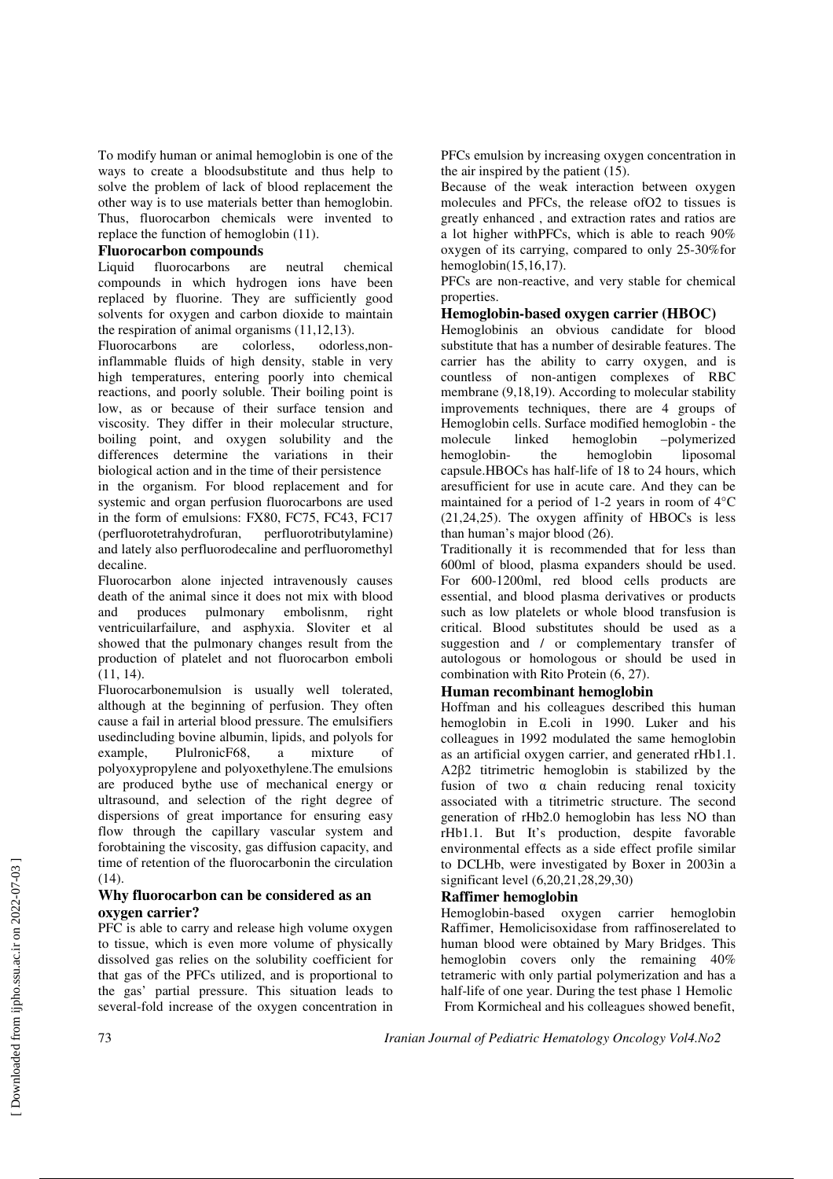To modify human or animal hemoglobin is one of the ways to create a bloodsubstitute and thus help to solve the problem of lack of blood replacement the other way is to use materials better than hemoglobin. Thus, fluorocarbon chemicals were invented to replace the function of hemoglobin (11).

### Fluorocarbon compounds

Liquid fluorocarbons are neutral chemical compounds in which hydrogen ions have been replaced by fluorine. They are sufficiently good solvents for oxygen and carbon dioxide to maintain the respiration of animal organisms (11,12,13).

Fluorocarbons are colorless, odorless,non-inflammable fluids of high density, stable in very high temperatures, entering poorly into chemical reactions, and poorly soluble. Their boiling point is low, as or because of their surface tension and viscosity. They differ in their molecular structure, boiling point, and oxygen solubility and the differences determine the variations in their biological action and in the time of their persistence in the organism. For blood replacement and for systemic and organ perfusion fluorocarbons are used in the form of emulsions: FX80, FC75, FC43, FC17 (perfluorotetrahydrofuran, perfluorotributylamine) and lately also perfluorodecaline and perfluoromethyl decaline.

Fluorocarbon alone injected intravenously causes death of the animal since it does not mix with blood and produces pulmonary embolisnm, right ventricuilarfailure, and asphyxia. Sloviter et al showed that the pulmonary changes result from the production of platelet and not fluorocarbon emboli (11, 14).

Fluorocarbonemulsion is usually well tolerated, although at the beginning of perfusion. They often cause a fail in arterial blood pressure. The emulsifiers usedincluding bovine albumin, lipids, and polyols for example, PlulronicF68, a mixture of polyoxypropylene and polyoxethylene.The emulsions are produced bythe use of mechanical energy or ultrasound, and selection of the right degree of dispersions of great importance for ensuring easy flow through the capillary vascular system and forobtaining the viscosity, gas diffusion capacity, and time of retention of the fluorocarbonin the circulation (14).

### Why fluorocarbon can be considered as an oxygen carrier?

PFC is able to carry and release high volume oxygen to tissue, which is even more volume of physically dissolved gas relies on the solubility coefficient for that gas of the PFCs utilized, and is proportional to the gas' partial pressure. This situation leads to several-fold increase of the oxygen concentration in PFCs emulsion by increasing oxygen concentration in the air inspired by the patient (15).

Because of the weak interaction between oxygen molecules and PFCs, the release of$O_2$ to tissues is greatly enhanced , and extraction rates and ratios are a lot higher withPFCs, which is able to reach 90% oxygen of its carrying, compared to only 25-30%for hemoglobin(15,16,17).

PFCs are non-reactive, and very stable for chemical properties.

### Hemoglobin-based oxygen carrier (HBOC)

Hemoglobinis an obvious candidate for blood substitute that has a number of desirable features. The carrier has the ability to carry oxygen, and is countless of non-antigen complexes of RBC membrane (9,18,19). According to molecular stability improvements techniques, there are 4 groups of Hemoglobin cells. Surface modified hemoglobin - the molecule linked hemoglobin –polymerized hemoglobin- the hemoglobin liposomal capsule.HBOCs has half-life of 18 to 24 hours, which aresufficient for use in acute care. And they can be maintained for a period of 1-2 years in room of 4°C (21,24,25). The oxygen affinity of HBOCs is less than human's major blood (26).

Traditionally it is recommended that for less than 600ml of blood, plasma expanders should be used. For 600-1200ml, red blood cells products are essential, and blood plasma derivatives or products such as low platelets or whole blood transfusion is critical. Blood substitutes should be used as a suggestion and / or complementary transfer of autologous or homologous or should be used in combination with Rito Protein (6, 27).

### Human recombinant hemoglobin

Hoffman and his colleagues described this human hemoglobin in E.coli in 1990. Luker and his colleagues in 1992 modulated the same hemoglobin as an artificial oxygen carrier, and generated rHb1.1. $A2\beta2$ titrimetric hemoglobin is stabilized by the fusion of two $\alpha$ chain reducing renal toxicity associated with a titrimetric structure. The second generation of rHb2.0 hemoglobin has less NO than rHb1.1. But It's production, despite favorable environmental effects as a side effect profile similar to DCLHb, were investigated by Boxer in 2003in a significant level (6,20,21,28,29,30)

### Raffimer hemoglobin

Hemoglobin-based oxygen carrier hemoglobin Raffimer, Hemolicisoxidase from raffinoserelated to human blood were obtained by Mary Bridges. This hemoglobin covers only the remaining 40% tetrameric with only partial polymerization and has a half-life of one year. During the test phase 1 Hemolic From Kormicheal and his colleagues showed benefit,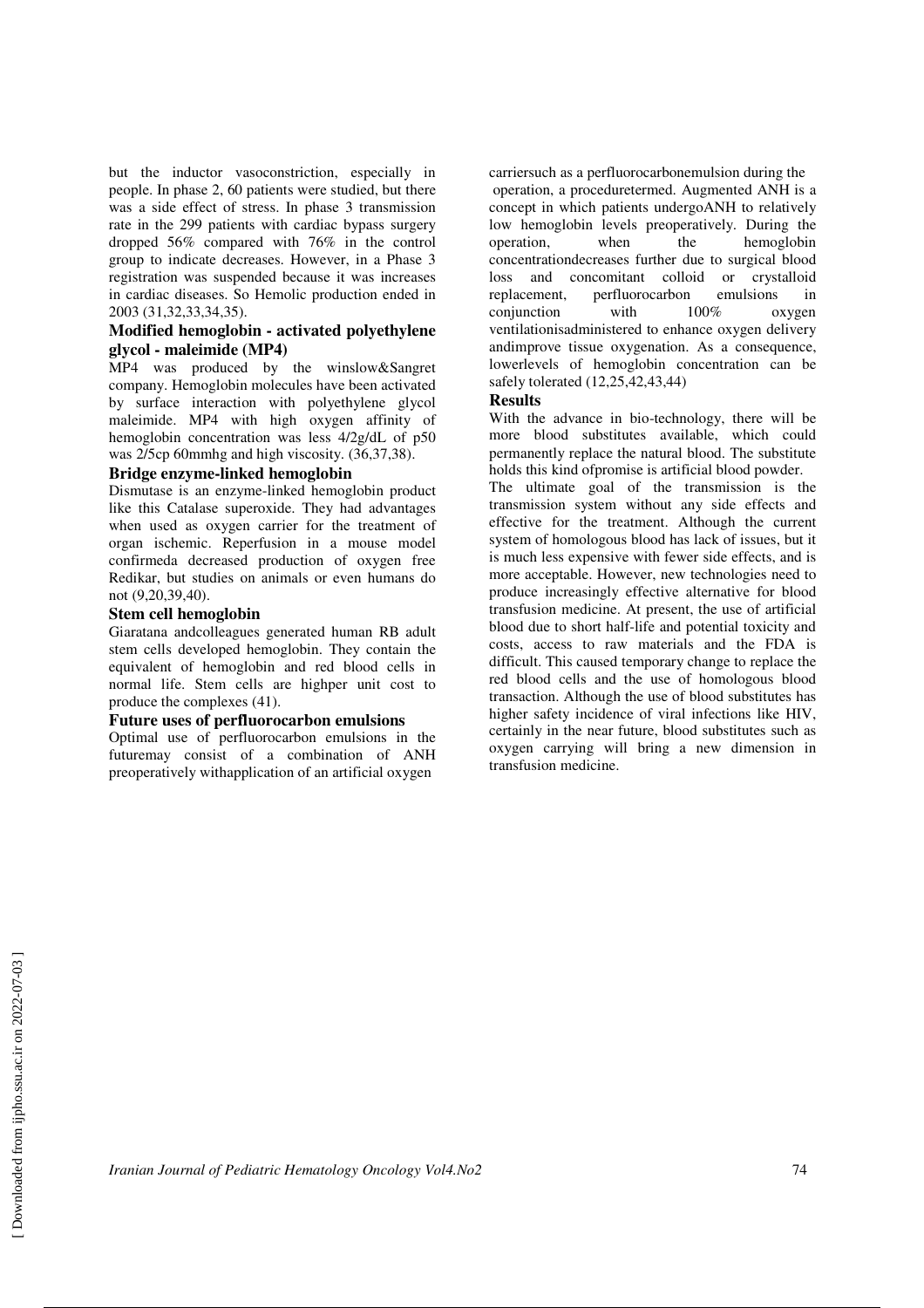but the inductor vasoconstriction, especially in people. In phase 2, 60 patients were studied, but there was a side effect of stress. In phase 3 transmission rate in the 299 patients with cardiac bypass surgery dropped 56% compared with 76% in the control group to indicate decreases. However, in a Phase 3 registration was suspended because it was increases in cardiac diseases. So Hemolic production ended in 2003 (31,32,33,34,35).

### Modified hemoglobin - activated polyethylene glycol - maleimide (MP4)

MP4 was produced by the winslow&Sangret company. Hemoglobin molecules have been activated by surface interaction with polyethylene glycol maleimide. MP4 with high oxygen affinity of hemoglobin concentration was less 4/2g/dL of p50 was 2/5cp 60mmhg and high viscosity. (36,37,38).

### Bridge enzyme-linked hemoglobin

Dismutase is an enzyme-linked hemoglobin product like this Catalase superoxide. They had advantages when used as oxygen carrier for the treatment of organ ischemic. Reperfusion in a mouse model confirmeda decreased production of oxygen free Redikar, but studies on animals or even humans do not (9,20,39,40).

### Stem cell hemoglobin

Giaratana andcolleagues generated human RB adult stem cells developed hemoglobin. They contain the equivalent of hemoglobin and red blood cells in normal life. Stem cells are highper unit cost to produce the complexes (41).

### Future uses of perfluorocarbon emulsions

Optimal use of perfluorocarbon emulsions in the futuremay consist of a combination of ANH preoperatively withapplication of an artificial oxygen carriersuch as a perfluorocarbonemulsion during the operation, a proceduretermed. Augmented ANH is a concept in which patients undergoANH to relatively low hemoglobin levels preoperatively. During the operation, when the hemoglobin concentrationdecreases further due to surgical blood loss and concomitant colloid or crystalloid replacement, perfluorocarbon emulsions in conjunction with 100% oxygen ventilationisadministered to enhance oxygen delivery andimprove tissue oxygenation. As a consequence, lowerlevels of hemoglobin concentration can be safely tolerated (12,25,42,43,44)

## Results

With the advance in bio-technology, there will be more blood substitutes available, which could permanently replace the natural blood. The substitute holds this kind ofpromise is artificial blood powder.

The ultimate goal of the transmission is the transmission system without any side effects and effective for the treatment. Although the current system of homologous blood has lack of issues, but it is much less expensive with fewer side effects, and is more acceptable. However, new technologies need to produce increasingly effective alternative for blood transfusion medicine. At present, the use of artificial blood due to short half-life and potential toxicity and costs, access to raw materials and the FDA is difficult. This caused temporary change to replace the red blood cells and the use of homologous blood transaction. Although the use of blood substitutes has higher safety incidence of viral infections like HIV, certainly in the near future, blood substitutes such as oxygen carrying will bring a new dimension in transfusion medicine.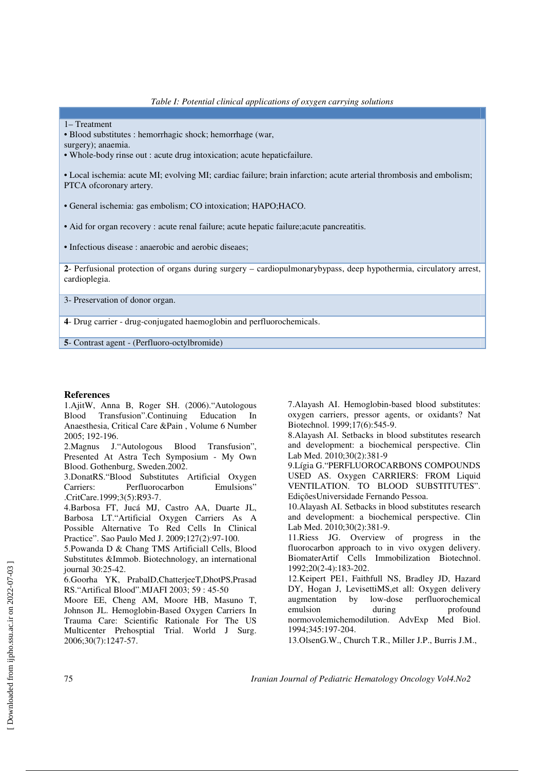*Table I: Potential clinical applications of oxygen carrying solutions*

| |
|---|
| 1– Treatment<br>• Blood substitutes : hemorrhagic shock; hemorrhage (war, surgery); anaemia.<br>• Whole-body rinse out : acute drug intoxication; acute hepaticfailure.<br><br>• Local ischemia: acute MI; evolving MI; cardiac failure; brain infarction; acute arterial thrombosis and embolism; PTCA ofcoronary artery.<br><br>• General ischemia: gas embolism; CO intoxication; HAPO;HACO.<br><br>• Aid for organ recovery : acute renal failure; acute hepatic failure;acute pancreatitis.<br><br>• Infectious disease : anaerobic and aerobic diseaes; |
| **2**- Perfusional protection of organs during surgery – cardiopulmonarybypass, deep hypothermia, circulatory arrest, cardioplegia. |
| 3- Preservation of donor organ. |
| **4**- Drug carrier - drug-conjugated haemoglobin and perfluorochemicals. |
| **5**- Contrast agent - (Perfluoro-octylbromide) |

## References

1.AjitW, Anna B, Roger SH. (2006).“Autologous Blood Transfusion”.Continuing Education In Anaesthesia, Critical Care &Pain , Volume 6 Number 2005; 192-196.

2.Magnus J.“Autologous Blood Transfusion”, Presented At Astra Tech Symposium - My Own Blood. Gothenburg, Sweden.2002.

3.DonatRS.“Blood Substitutes Artificial Oxygen Carriers: Perfluorocarbon Emulsions” .CritCare.1999;3(5):R93-7.

4.Barbosa FT, Jucá MJ, Castro AA, Duarte JL, Barbosa LT.“Artificial Oxygen Carriers As A Possible Alternative To Red Cells In Clinical Practice”. Sao Paulo Med J. 2009;127(2):97-100.

5.Powanda D & Chang TMS Artificiall Cells, Blood Substitutes &Immob. Biotechnology, an international journal 30:25-42.

6.Goorha YK, PrabalD,ChatterjeeT,DhotPS,Prasad RS.“Artifical Blood”.MJAFI 2003; 59 : 45-50

Moore EE, Cheng AM, Moore HB, Masuno T, Johnson JL. Hemoglobin-Based Oxygen Carriers In Trauma Care: Scientific Rationale For The US Multicenter Prehosptial Trial. World J Surg. 2006;30(7):1247-57.

7.Alayash AI. Hemoglobin-based blood substitutes: oxygen carriers, pressor agents, or oxidants? Nat Biotechnol. 1999;17(6):545-9.

8.Alayash AI. Setbacks in blood substitutes research and development: a biochemical perspective. Clin Lab Med. 2010;30(2):381-9

9.Lígia G.“PERFLUOROCARBONS COMPOUNDS USED AS. Oxygen CARRIERS: FROM Liquid VENTILATION. TO BLOOD SUBSTITUTES”. EdiçõesUniversidade Fernando Pessoa.

10.Alayash AI. Setbacks in blood substitutes research and development: a biochemical perspective. Clin Lab Med. 2010;30(2):381-9.

11.Riess JG. Overview of progress in the fluorocarbon approach to in vivo oxygen delivery. BiomaterArtif Cells Immobilization Biotechnol. 1992;20(2-4):183-202.

12.Keipert PE1, Faithfull NS, Bradley JD, Hazard DY, Hogan J, LevisettiMS,et all: Oxygen delivery augmentation by low-dose perfluorochemical emulsion during profound normovolemichemodilution. AdvExp Med Biol. 1994;345:197-204.

13.OlsenG.W., Church T.R., Miller J.P., Burris J.M.,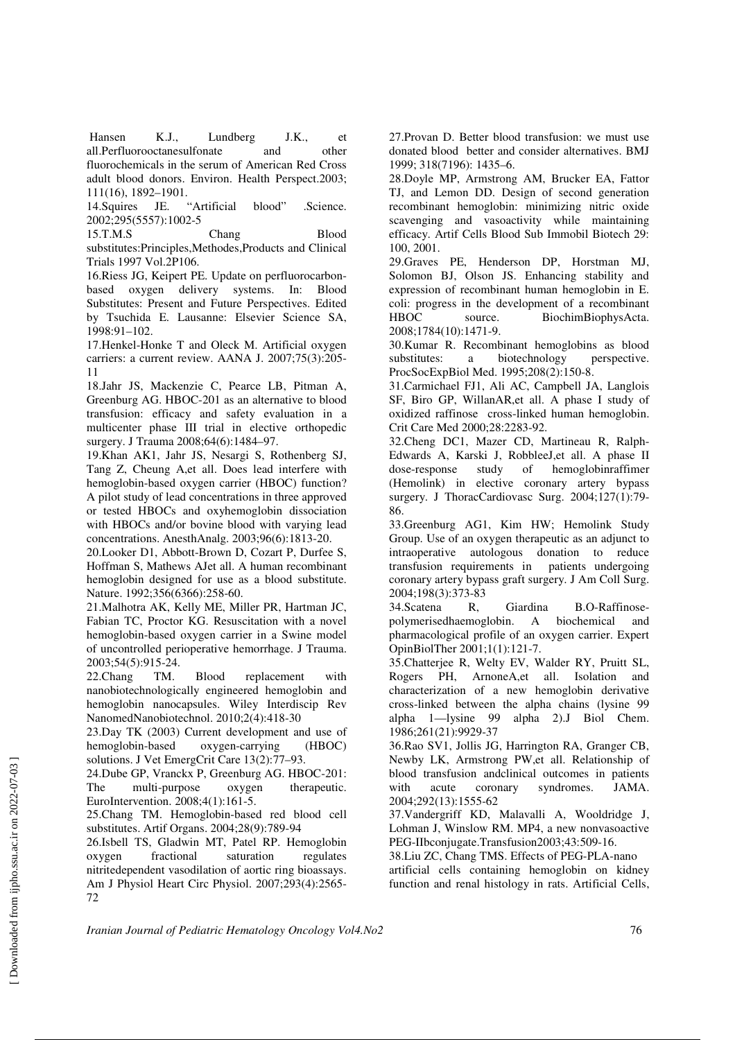Hansen K.J., Lundberg J.K., et all.Perfluorooctanesulfonate and other fluorochemicals in the serum of American Red Cross adult blood donors. Environ. Health Perspect.2003; 111(16), 1892–1901.

14.Squires JE. "Artificial blood" .Science. 2002;295(5557):1002-5

15.T.M.S Chang Blood substitutes:Principles,Methodes,Products and Clinical Trials 1997 Vol.2P106.

16.Riess JG, Keipert PE. Update on perfluorocarbon-based oxygen delivery systems. In: Blood Substitutes: Present and Future Perspectives. Edited by Tsuchida E. Lausanne: Elsevier Science SA, 1998:91–102.

17.Henkel-Honke T and Oleck M. Artificial oxygen carriers: a current review. AANA J. 2007;75(3):205-11

18.Jahr JS, Mackenzie C, Pearce LB, Pitman A, Greenburg AG. HBOC-201 as an alternative to blood transfusion: efficacy and safety evaluation in a multicenter phase III trial in elective orthopedic surgery. J Trauma 2008;64(6):1484–97.

19.Khan AK1, Jahr JS, Nesargi S, Rothenberg SJ, Tang Z, Cheung A,et all. Does lead interfere with hemoglobin-based oxygen carrier (HBOC) function? A pilot study of lead concentrations in three approved or tested HBOCs and oxyhemoglobin dissociation with HBOCs and/or bovine blood with varying lead concentrations. AnesthAnalg. 2003;96(6):1813-20.

20.Looker D1, Abbott-Brown D, Cozart P, Durfee S, Hoffman S, Mathews AJet all. A human recombinant hemoglobin designed for use as a blood substitute. Nature. 1992;356(6366):258-60.

21.Malhotra AK, Kelly ME, Miller PR, Hartman JC, Fabian TC, Proctor KG. Resuscitation with a novel hemoglobin-based oxygen carrier in a Swine model of uncontrolled perioperative hemorrhage. J Trauma. 2003;54(5):915-24.

22.Chang TM. Blood replacement with nanobiotechnologically engineered hemoglobin and hemoglobin nanocapsules. Wiley Interdiscip Rev NanomedNanobiotechnol. 2010;2(4):418-30

23.Day TK (2003) Current development and use of hemoglobin-based oxygen-carrying (HBOC) solutions. J Vet EmergCrit Care 13(2):77–93.

24.Dube GP, Vranckx P, Greenburg AG. HBOC-201: The multi-purpose oxygen therapeutic. EuroIntervention. 2008;4(1):161-5.

25.Chang TM. Hemoglobin-based red blood cell substitutes. Artif Organs. 2004;28(9):789-94

26.Isbell TS, Gladwin MT, Patel RP. Hemoglobin oxygen fractional saturation regulates nitritedependent vasodilation of aortic ring bioassays. Am J Physiol Heart Circ Physiol. 2007;293(4):2565-72

27.Provan D. Better blood transfusion: we must use donated blood better and consider alternatives. BMJ 1999; 318(7196): 1435–6.

28.Doyle MP, Armstrong AM, Brucker EA, Fattor TJ, and Lemon DD. Design of second generation recombinant hemoglobin: minimizing nitric oxide scavenging and vasoactivity while maintaining efficacy. Artif Cells Blood Sub Immobil Biotech 29: 100, 2001.

29.Graves PE, Henderson DP, Horstman MJ, Solomon BJ, Olson JS. Enhancing stability and expression of recombinant human hemoglobin in E. coli: progress in the development of a recombinant HBOC source. BiochimBiophysActa. 2008;1784(10):1471-9.

30.Kumar R. Recombinant hemoglobins as blood substitutes: a biotechnology perspective. ProcSocExpBiol Med. 1995;208(2):150-8.

31.Carmichael FJ1, Ali AC, Campbell JA, Langlois SF, Biro GP, WillanAR,et all. A phase I study of oxidized raffinose cross-linked human hemoglobin. Crit Care Med 2000;28:2283-92.

32.Cheng DC1, Mazer CD, Martineau R, Ralph-Edwards A, Karski J, RobbleeJ,et all. A phase II dose-response study of hemoglobinraffimer (Hemolink) in elective coronary artery bypass surgery. J ThoracCardiovasc Surg. 2004;127(1):79-86.

33.Greenburg AG1, Kim HW; Hemolink Study Group. Use of an oxygen therapeutic as an adjunct to intraoperative autologous donation to reduce transfusion requirements in patients undergoing coronary artery bypass graft surgery. J Am Coll Surg. 2004;198(3):373-83

34.Scatena R, Giardina B.O-Raffinose-polymerisedhaemoglobin. A biochemical and pharmacological profile of an oxygen carrier. Expert OpinBiolTher 2001;1(1):121-7.

35.Chatterjee R, Welty EV, Walder RY, Pruitt SL, Rogers PH, ArnoneA,et all. Isolation and characterization of a new hemoglobin derivative cross-linked between the alpha chains (lysine 99 alpha 1—lysine 99 alpha 2).J Biol Chem. 1986;261(21):9929-37

36.Rao SV1, Jollis JG, Harrington RA, Granger CB, Newby LK, Armstrong PW,et all. Relationship of blood transfusion andclinical outcomes in patients with acute coronary syndromes. JAMA. 2004;292(13):1555-62

37.Vandergriff KD, Malavalli A, Wooldridge J, Lohman J, Winslow RM. MP4, a new nonvasoactive PEG-IIbconjugate.Transfusion2003;43:509-16.

38.Liu ZC, Chang TMS. Effects of PEG-PLA-nano artificial cells containing hemoglobin on kidney function and renal histology in rats. Artificial Cells,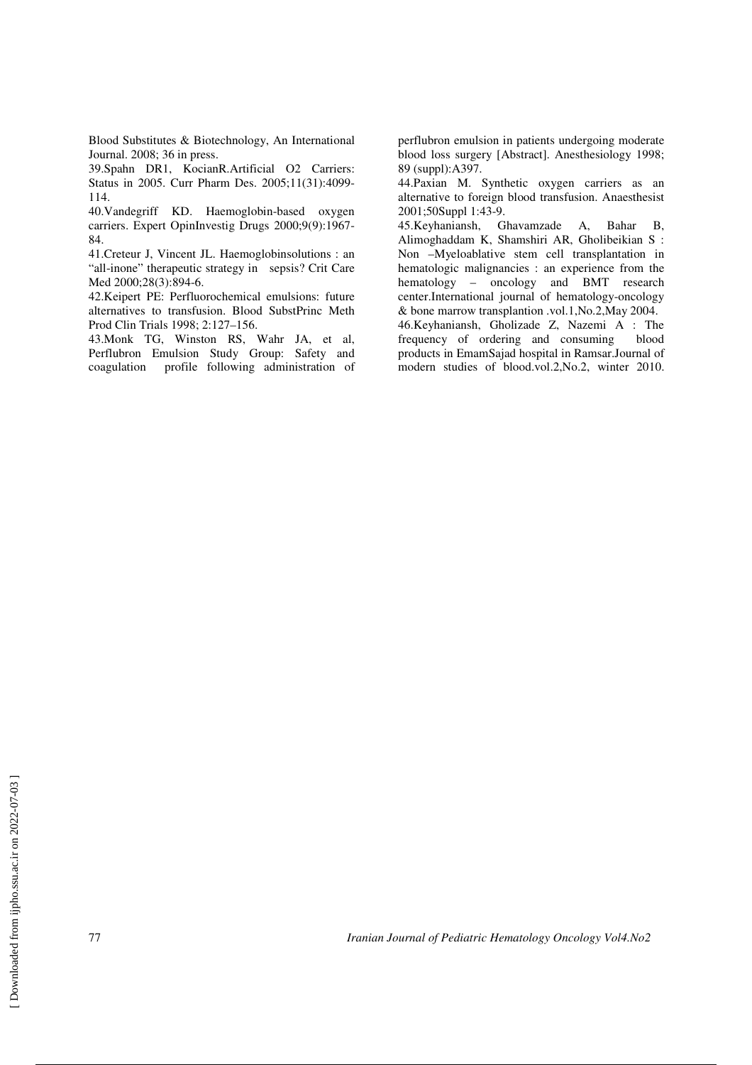Blood Substitutes & Biotechnology, An International Journal. 2008; 36 in press.

39.Spahn DR1, KocianR.Artificial O2 Carriers: Status in 2005. Curr Pharm Des. 2005;11(31):4099-114.

40.Vandegriff KD. Haemoglobin-based oxygen carriers. Expert OpinInvestig Drugs 2000;9(9):1967-84.

41.Creteur J, Vincent JL. Haemoglobinsolutions : an "all-inone" therapeutic strategy in sepsis? Crit Care Med 2000;28(3):894-6.

42.Keipert PE: Perfluorochemical emulsions: future alternatives to transfusion. Blood SubstPrinc Meth Prod Clin Trials 1998; 2:127–156.

43.Monk TG, Winston RS, Wahr JA, et al, Perflubron Emulsion Study Group: Safety and coagulation profile following administration of perflubron emulsion in patients undergoing moderate blood loss surgery [Abstract]. Anesthesiology 1998; 89 (suppl):A397.

44.Paxian M. Synthetic oxygen carriers as an alternative to foreign blood transfusion. Anaesthesist 2001;50Suppl 1:43-9.

45.Keyhaniansh, Ghavamzade A, Bahar B, Alimoghaddam K, Shamshiri AR, Gholibeikian S : Non –Myeloablative stem cell transplantation in hematologic malignancies : an experience from the hematology – oncology and BMT research center.International journal of hematology-oncology & bone marrow transplantion .vol.1,No.2,May 2004.

46.Keyhaniansh, Gholizade Z, Nazemi A : The frequency of ordering and consuming blood products in EmamSajad hospital in Ramsar.Journal of modern studies of blood.vol.2,No.2, winter 2010.